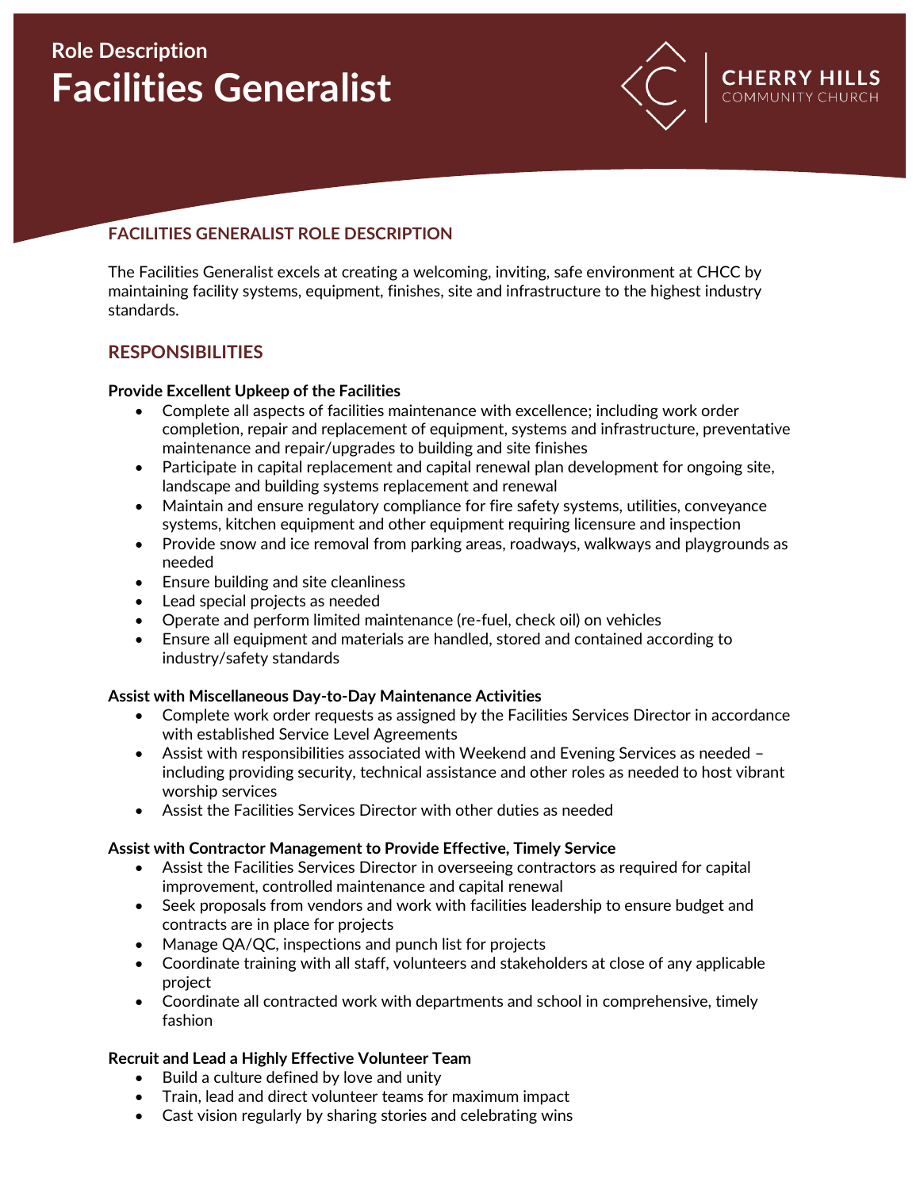Role Description

# Facilities Generalist

CHERRY HILLS
COMMUNITY CHURCH

## FACILITIES GENERALIST ROLE DESCRIPTION

The Facilities Generalist excels at creating a welcoming, inviting, safe environment at CHCC by maintaining facility systems, equipment, finishes, site and infrastructure to the highest industry standards.

## RESPONSIBILITIES

**Provide Excellent Upkeep of the Facilities**

- Complete all aspects of facilities maintenance with excellence; including work order completion, repair and replacement of equipment, systems and infrastructure, preventative maintenance and repair/upgrades to building and site finishes
- Participate in capital replacement and capital renewal plan development for ongoing site, landscape and building systems replacement and renewal
- Maintain and ensure regulatory compliance for fire safety systems, utilities, conveyance systems, kitchen equipment and other equipment requiring licensure and inspection
- Provide snow and ice removal from parking areas, roadways, walkways and playgrounds as needed
- Ensure building and site cleanliness
- Lead special projects as needed
- Operate and perform limited maintenance (re-fuel, check oil) on vehicles
- Ensure all equipment and materials are handled, stored and contained according to industry/safety standards

**Assist with Miscellaneous Day-to-Day Maintenance Activities**

- Complete work order requests as assigned by the Facilities Services Director in accordance with established Service Level Agreements
- Assist with responsibilities associated with Weekend and Evening Services as needed – including providing security, technical assistance and other roles as needed to host vibrant worship services
- Assist the Facilities Services Director with other duties as needed

**Assist with Contractor Management to Provide Effective, Timely Service**

- Assist the Facilities Services Director in overseeing contractors as required for capital improvement, controlled maintenance and capital renewal
- Seek proposals from vendors and work with facilities leadership to ensure budget and contracts are in place for projects
- Manage QA/QC, inspections and punch list for projects
- Coordinate training with all staff, volunteers and stakeholders at close of any applicable project
- Coordinate all contracted work with departments and school in comprehensive, timely fashion

**Recruit and Lead a Highly Effective Volunteer Team**

- Build a culture defined by love and unity
- Train, lead and direct volunteer teams for maximum impact
- Cast vision regularly by sharing stories and celebrating wins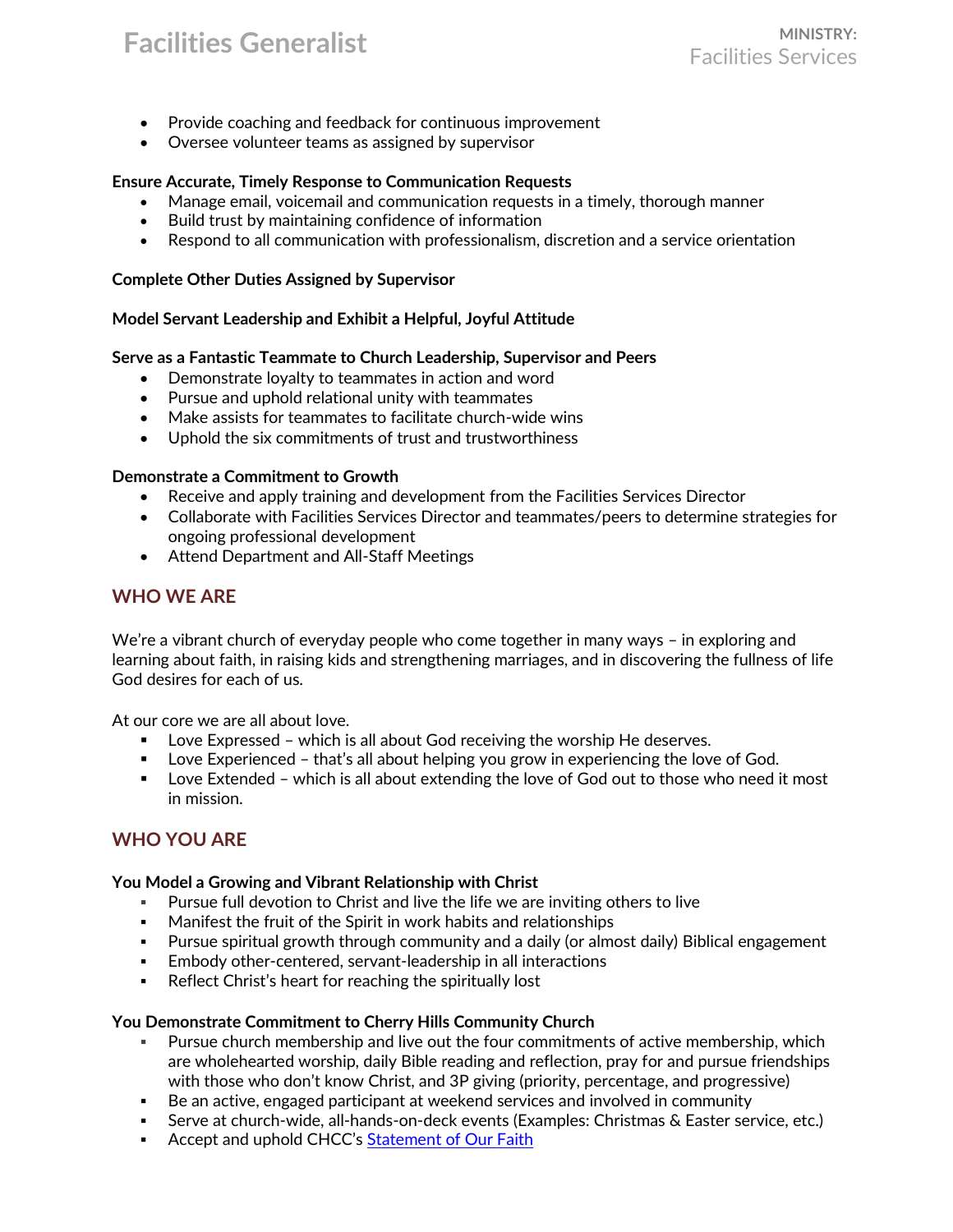- Provide coaching and feedback for continuous improvement
- Oversee volunteer teams as assigned by supervisor

**Ensure Accurate, Timely Response to Communication Requests**

- Manage email, voicemail and communication requests in a timely, thorough manner
- Build trust by maintaining confidence of information
- Respond to all communication with professionalism, discretion and a service orientation

**Complete Other Duties Assigned by Supervisor**

**Model Servant Leadership and Exhibit a Helpful, Joyful Attitude**

**Serve as a Fantastic Teammate to Church Leadership, Supervisor and Peers**

- Demonstrate loyalty to teammates in action and word
- Pursue and uphold relational unity with teammates
- Make assists for teammates to facilitate church-wide wins
- Uphold the six commitments of trust and trustworthiness

**Demonstrate a Commitment to Growth**

- Receive and apply training and development from the Facilities Services Director
- Collaborate with Facilities Services Director and teammates/peers to determine strategies for ongoing professional development
- Attend Department and All-Staff Meetings

## WHO WE ARE

We're a vibrant church of everyday people who come together in many ways – in exploring and learning about faith, in raising kids and strengthening marriages, and in discovering the fullness of life God desires for each of us.

At our core we are all about love.

- Love Expressed – which is all about God receiving the worship He deserves.
- Love Experienced – that's all about helping you grow in experiencing the love of God.
- Love Extended – which is all about extending the love of God out to those who need it most in mission.

## WHO YOU ARE

**You Model a Growing and Vibrant Relationship with Christ**

- Pursue full devotion to Christ and live the life we are inviting others to live
- Manifest the fruit of the Spirit in work habits and relationships
- Pursue spiritual growth through community and a daily (or almost daily) Biblical engagement
- Embody other-centered, servant-leadership in all interactions
- Reflect Christ's heart for reaching the spiritually lost

**You Demonstrate Commitment to Cherry Hills Community Church**

- Pursue church membership and live out the four commitments of active membership, which are wholehearted worship, daily Bible reading and reflection, pray for and pursue friendships with those who don't know Christ, and 3P giving (priority, percentage, and progressive)
- Be an active, engaged participant at weekend services and involved in community
- Serve at church-wide, all-hands-on-deck events (Examples: Christmas & Easter service, etc.)
- Accept and uphold CHCC's Statement of Our Faith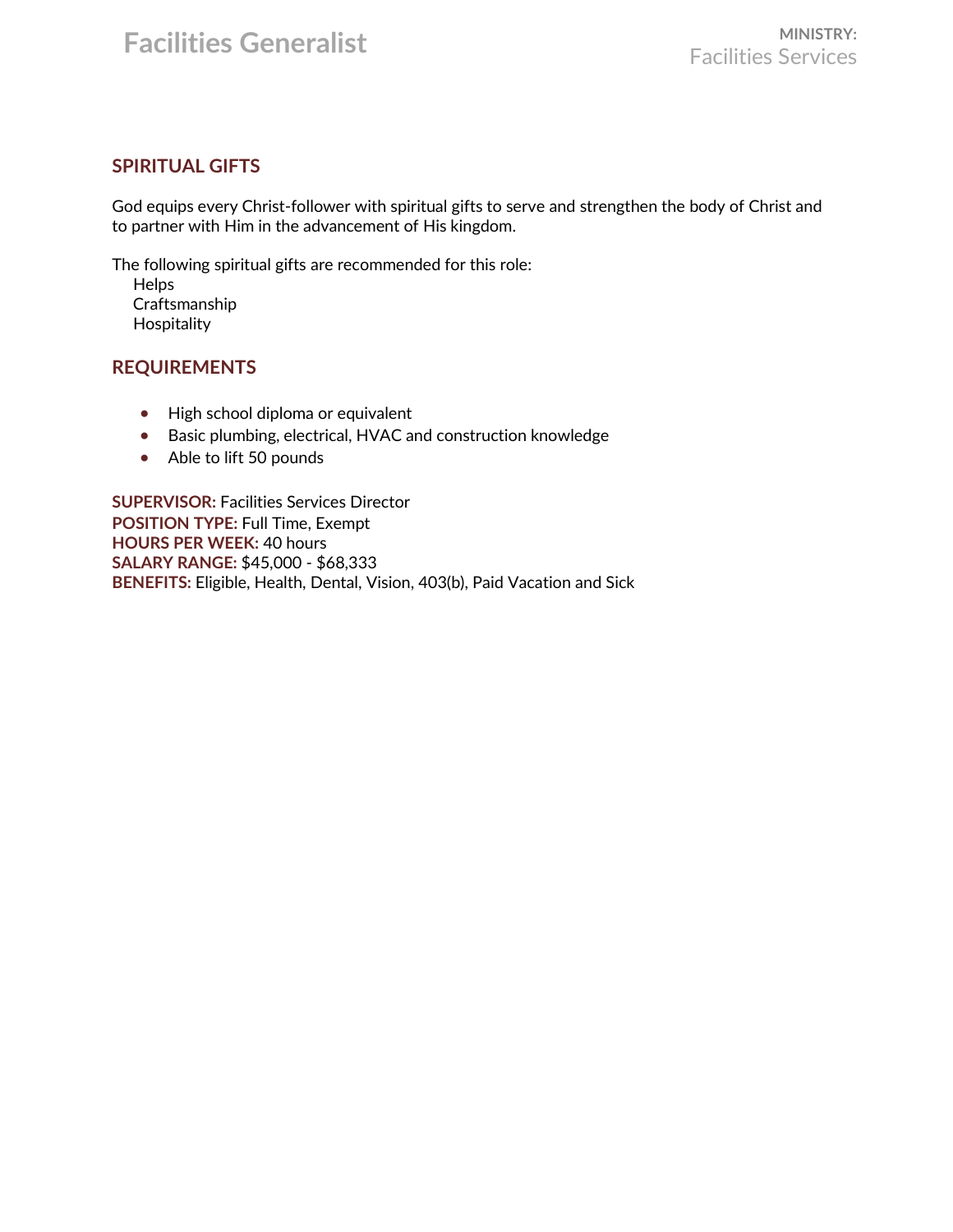## SPIRITUAL GIFTS

God equips every Christ-follower with spiritual gifts to serve and strengthen the body of Christ and to partner with Him in the advancement of His kingdom.

The following spiritual gifts are recommended for this role:
Helps
Craftsmanship
Hospitality

## REQUIREMENTS

- High school diploma or equivalent
- Basic plumbing, electrical, HVAC and construction knowledge
- Able to lift 50 pounds

**SUPERVISOR:** Facilities Services Director
**POSITION TYPE:** Full Time, Exempt
**HOURS PER WEEK:** 40 hours
**SALARY RANGE:** $45,000 - $68,333
**BENEFITS:** Eligible, Health, Dental, Vision, 403(b), Paid Vacation and Sick